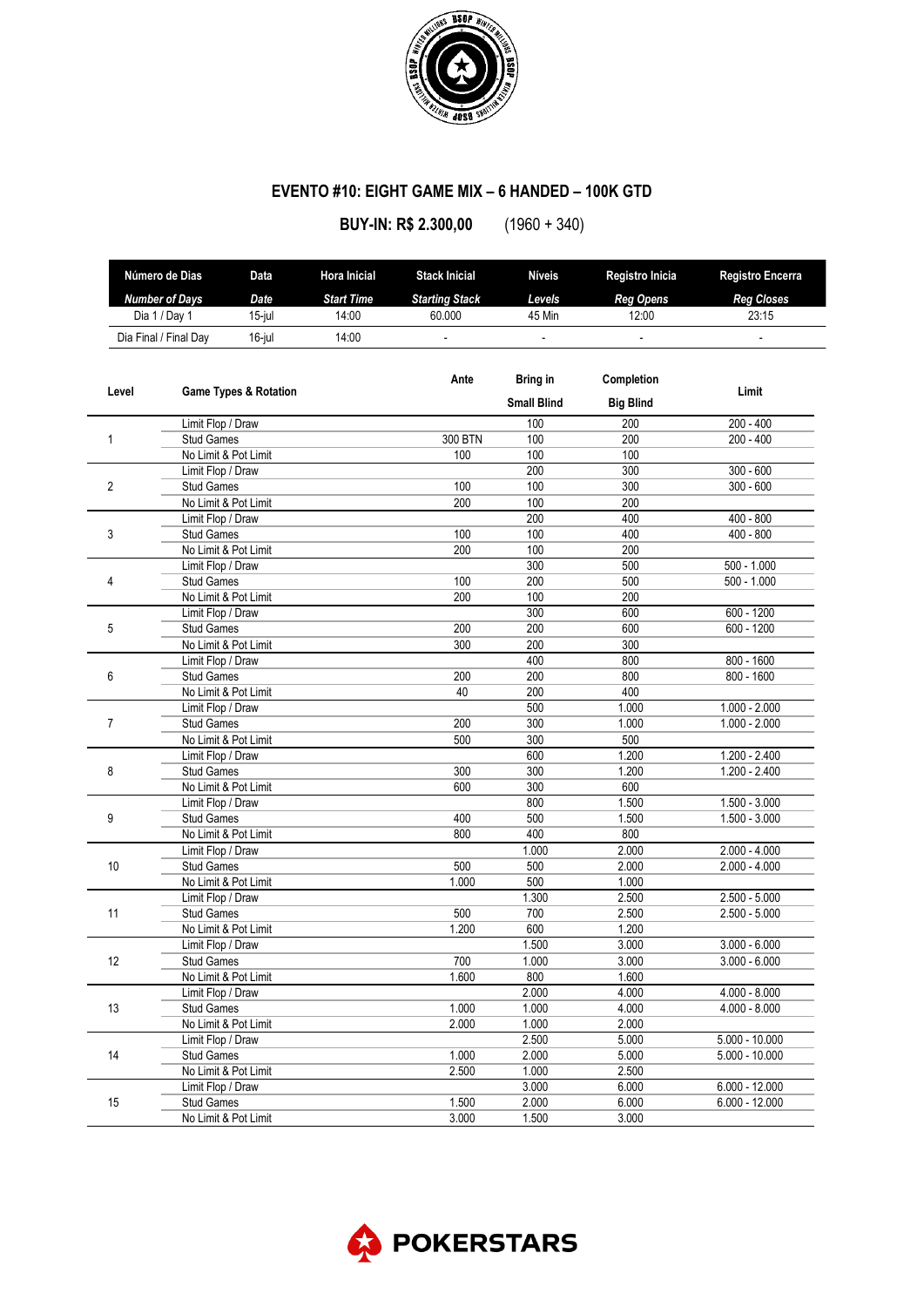## EVENTO #10: EIGHT GAME MIX – 6 HANDED – 100K GTD

**BUY-IN: R$ 2.300,00** (1960 + 340)

| Número de Dias *Number of Days* | Data *Date* | Hora Inicial *Start Time* | Stack Inicial *Starting Stack* | Níveis *Levels* | Registro Inicia *Reg Opens* | Registro Encerra *Reg Closes* |
|---|---|---|---|---|---|---|
| Dia 1 / Day 1 | 15-jul | 14:00 | 60.000 | 45 Min | 12:00 | 23:15 |
| Dia Final / Final Day | 16-jul | 14:00 | - | - | - | - |

| Level | Game Types & Rotation | Ante | Bring in / Small Blind | Completion / Big Blind | Limit |
|---|---|---|---|---|---|
| 1 | Limit Flop / Draw | | 100 | 200 | 200 - 400 |
| | Stud Games | 300 BTN | 100 | 200 | 200 - 400 |
| | No Limit & Pot Limit | 100 | 100 | 100 | |
| 2 | Limit Flop / Draw | | 200 | 300 | 300 - 600 |
| | Stud Games | 100 | 100 | 300 | 300 - 600 |
| | No Limit & Pot Limit | 200 | 100 | 200 | |
| 3 | Limit Flop / Draw | | 200 | 400 | 400 - 800 |
| | Stud Games | 100 | 100 | 400 | 400 - 800 |
| | No Limit & Pot Limit | 200 | 100 | 200 | |
| 4 | Limit Flop / Draw | | 300 | 500 | 500 - 1.000 |
| | Stud Games | 100 | 200 | 500 | 500 - 1.000 |
| | No Limit & Pot Limit | 200 | 100 | 200 | |
| 5 | Limit Flop / Draw | | 300 | 600 | 600 - 1200 |
| | Stud Games | 200 | 200 | 600 | 600 - 1200 |
| | No Limit & Pot Limit | 300 | 200 | 300 | |
| 6 | Limit Flop / Draw | | 400 | 800 | 800 - 1600 |
| | Stud Games | 200 | 200 | 800 | 800 - 1600 |
| | No Limit & Pot Limit | 40 | 200 | 400 | |
| 7 | Limit Flop / Draw | | 500 | 1.000 | 1.000 - 2.000 |
| | Stud Games | 200 | 300 | 1.000 | 1.000 - 2.000 |
| | No Limit & Pot Limit | 500 | 300 | 500 | |
| 8 | Limit Flop / Draw | | 600 | 1.200 | 1.200 - 2.400 |
| | Stud Games | 300 | 300 | 1.200 | 1.200 - 2.400 |
| | No Limit & Pot Limit | 600 | 300 | 600 | |
| 9 | Limit Flop / Draw | | 800 | 1.500 | 1.500 - 3.000 |
| | Stud Games | 400 | 500 | 1.500 | 1.500 - 3.000 |
| | No Limit & Pot Limit | 800 | 400 | 800 | |
| 10 | Limit Flop / Draw | | 1.000 | 2.000 | 2.000 - 4.000 |
| | Stud Games | 500 | 500 | 2.000 | 2.000 - 4.000 |
| | No Limit & Pot Limit | 1.000 | 500 | 1.000 | |
| 11 | Limit Flop / Draw | | 1.300 | 2.500 | 2.500 - 5.000 |
| | Stud Games | 500 | 700 | 2.500 | 2.500 - 5.000 |
| | No Limit & Pot Limit | 1.200 | 600 | 1.200 | |
| 12 | Limit Flop / Draw | | 1.500 | 3.000 | 3.000 - 6.000 |
| | Stud Games | 700 | 1.000 | 3.000 | 3.000 - 6.000 |
| | No Limit & Pot Limit | 1.600 | 800 | 1.600 | |
| 13 | Limit Flop / Draw | | 2.000 | 4.000 | 4.000 - 8.000 |
| | Stud Games | 1.000 | 1.000 | 4.000 | 4.000 - 8.000 |
| | No Limit & Pot Limit | 2.000 | 1.000 | 2.000 | |
| 14 | Limit Flop / Draw | | 2.500 | 5.000 | 5.000 - 10.000 |
| | Stud Games | 1.000 | 2.000 | 5.000 | 5.000 - 10.000 |
| | No Limit & Pot Limit | 2.500 | 1.000 | 2.500 | |
| 15 | Limit Flop / Draw | | 3.000 | 6.000 | 6.000 - 12.000 |
| | Stud Games | 1.500 | 2.000 | 6.000 | 6.000 - 12.000 |
| | No Limit & Pot Limit | 3.000 | 1.500 | 3.000 | |

POKERSTARS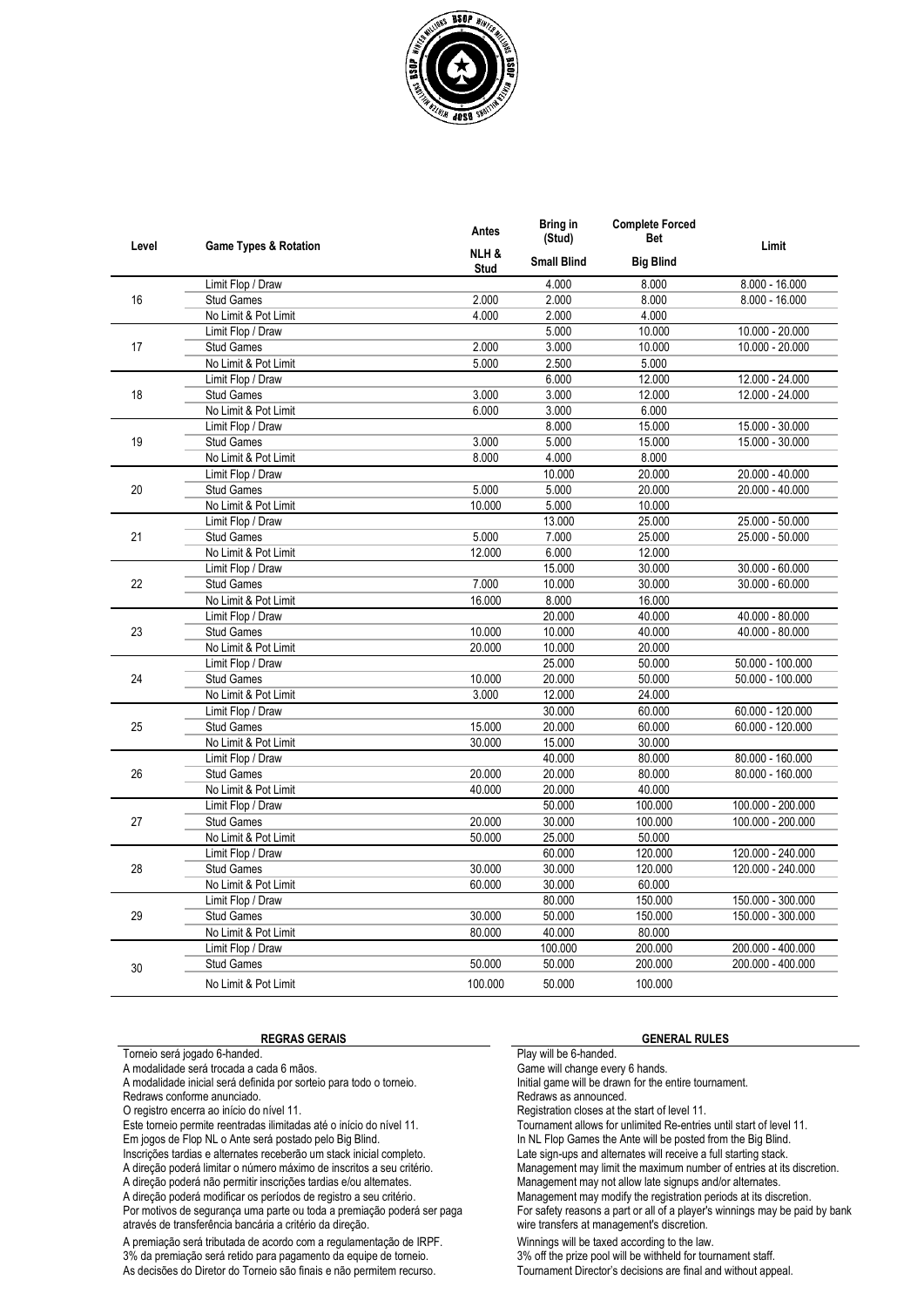| Level | Game Types & Rotation | Antes | Bring in (Stud) | Complete Forced Bet | Limit |
|---|---|---|---|---|---|
| | | NLH & Stud | Small Blind | Big Blind | |
| 16 | Limit Flop / Draw | | 4.000 | 8.000 | 8.000 - 16.000 |
| | Stud Games | 2.000 | 2.000 | 8.000 | 8.000 - 16.000 |
| | No Limit & Pot Limit | 4.000 | 2.000 | 4.000 | |
| 17 | Limit Flop / Draw | | 5.000 | 10.000 | 10.000 - 20.000 |
| | Stud Games | 2.000 | 3.000 | 10.000 | 10.000 - 20.000 |
| | No Limit & Pot Limit | 5.000 | 2.500 | 5.000 | |
| 18 | Limit Flop / Draw | | 6.000 | 12.000 | 12.000 - 24.000 |
| | Stud Games | 3.000 | 3.000 | 12.000 | 12.000 - 24.000 |
| | No Limit & Pot Limit | 6.000 | 3.000 | 6.000 | |
| 19 | Limit Flop / Draw | | 8.000 | 15.000 | 15.000 - 30.000 |
| | Stud Games | 3.000 | 5.000 | 15.000 | 15.000 - 30.000 |
| | No Limit & Pot Limit | 8.000 | 4.000 | 8.000 | |
| 20 | Limit Flop / Draw | | 10.000 | 20.000 | 20.000 - 40.000 |
| | Stud Games | 5.000 | 5.000 | 20.000 | 20.000 - 40.000 |
| | No Limit & Pot Limit | 10.000 | 5.000 | 10.000 | |
| 21 | Limit Flop / Draw | | 13.000 | 25.000 | 25.000 - 50.000 |
| | Stud Games | 5.000 | 7.000 | 25.000 | 25.000 - 50.000 |
| | No Limit & Pot Limit | 12.000 | 6.000 | 12.000 | |
| 22 | Limit Flop / Draw | | 15.000 | 30.000 | 30.000 - 60.000 |
| | Stud Games | 7.000 | 10.000 | 30.000 | 30.000 - 60.000 |
| | No Limit & Pot Limit | 16.000 | 8.000 | 16.000 | |
| 23 | Limit Flop / Draw | | 20.000 | 40.000 | 40.000 - 80.000 |
| | Stud Games | 10.000 | 10.000 | 40.000 | 40.000 - 80.000 |
| | No Limit & Pot Limit | 20.000 | 10.000 | 20.000 | |
| 24 | Limit Flop / Draw | | 25.000 | 50.000 | 50.000 - 100.000 |
| | Stud Games | 10.000 | 20.000 | 50.000 | 50.000 - 100.000 |
| | No Limit & Pot Limit | 3.000 | 12.000 | 24.000 | |
| 25 | Limit Flop / Draw | | 30.000 | 60.000 | 60.000 - 120.000 |
| | Stud Games | 15.000 | 20.000 | 60.000 | 60.000 - 120.000 |
| | No Limit & Pot Limit | 30.000 | 15.000 | 30.000 | |
| 26 | Limit Flop / Draw | | 40.000 | 80.000 | 80.000 - 160.000 |
| | Stud Games | 20.000 | 20.000 | 80.000 | 80.000 - 160.000 |
| | No Limit & Pot Limit | 40.000 | 20.000 | 40.000 | |
| 27 | Limit Flop / Draw | | 50.000 | 100.000 | 100.000 - 200.000 |
| | Stud Games | 20.000 | 30.000 | 100.000 | 100.000 - 200.000 |
| | No Limit & Pot Limit | 50.000 | 25.000 | 50.000 | |
| 28 | Limit Flop / Draw | | 60.000 | 120.000 | 120.000 - 240.000 |
| | Stud Games | 30.000 | 30.000 | 120.000 | 120.000 - 240.000 |
| | No Limit & Pot Limit | 60.000 | 30.000 | 60.000 | |
| 29 | Limit Flop / Draw | | 80.000 | 150.000 | 150.000 - 300.000 |
| | Stud Games | 30.000 | 50.000 | 150.000 | 150.000 - 300.000 |
| | No Limit & Pot Limit | 80.000 | 40.000 | 80.000 | |
| 30 | Limit Flop / Draw | | 100.000 | 200.000 | 200.000 - 400.000 |
| | Stud Games | 50.000 | 50.000 | 200.000 | 200.000 - 400.000 |
| | No Limit & Pot Limit | 100.000 | 50.000 | 100.000 | |

## REGRAS GERAIS

Torneio será jogado 6-handed.
A modalidade será trocada a cada 6 mãos.
A modalidade inicial será definida por sorteio para todo o torneio.
Redraws conforme anunciado.
O registro encerra ao início do nível 11.
Este torneio permite reentradas ilimitadas até o início do nível 11.
Em jogos de Flop NL o Ante será postado pelo Big Blind.
Inscrições tardias e alternates receberão um stack inicial completo.
A direção poderá limitar o número máximo de inscritos a seu critério.
A direção poderá não permitir inscrições tardias e/ou alternates.
A direção poderá modificar os períodos de registro a seu critério.
Por motivos de segurança uma parte ou toda a premiação poderá ser paga através de transferência bancária a critério da direção.
A premiação será tributada de acordo com a regulamentação de IRPF.
3% da premiação será retido para pagamento da equipe de torneio.
As decisões do Diretor do Torneio são finais e não permitem recurso.

## GENERAL RULES

Play will be 6-handed.
Game will change every 6 hands.
Initial game will be drawn for the entire tournament.
Redraws as announced.
Registration closes at the start of level 11.
Tournament allows for unlimited Re-entries until start of level 11.
In NL Flop Games the Ante will be posted from the Big Blind.
Late sign-ups and alternates will receive a full starting stack.
Management may limit the maximum number of entries at its discretion.
Management may not allow late signups and/or alternates.
Management may modify the registration periods at its discretion.
For safety reasons a part or all of a player's winnings may be paid by bank wire transfers at management's discretion.
Winnings will be taxed according to the law.
3% off the prize pool will be withheld for tournament staff.
Tournament Director's decisions are final and without appeal.